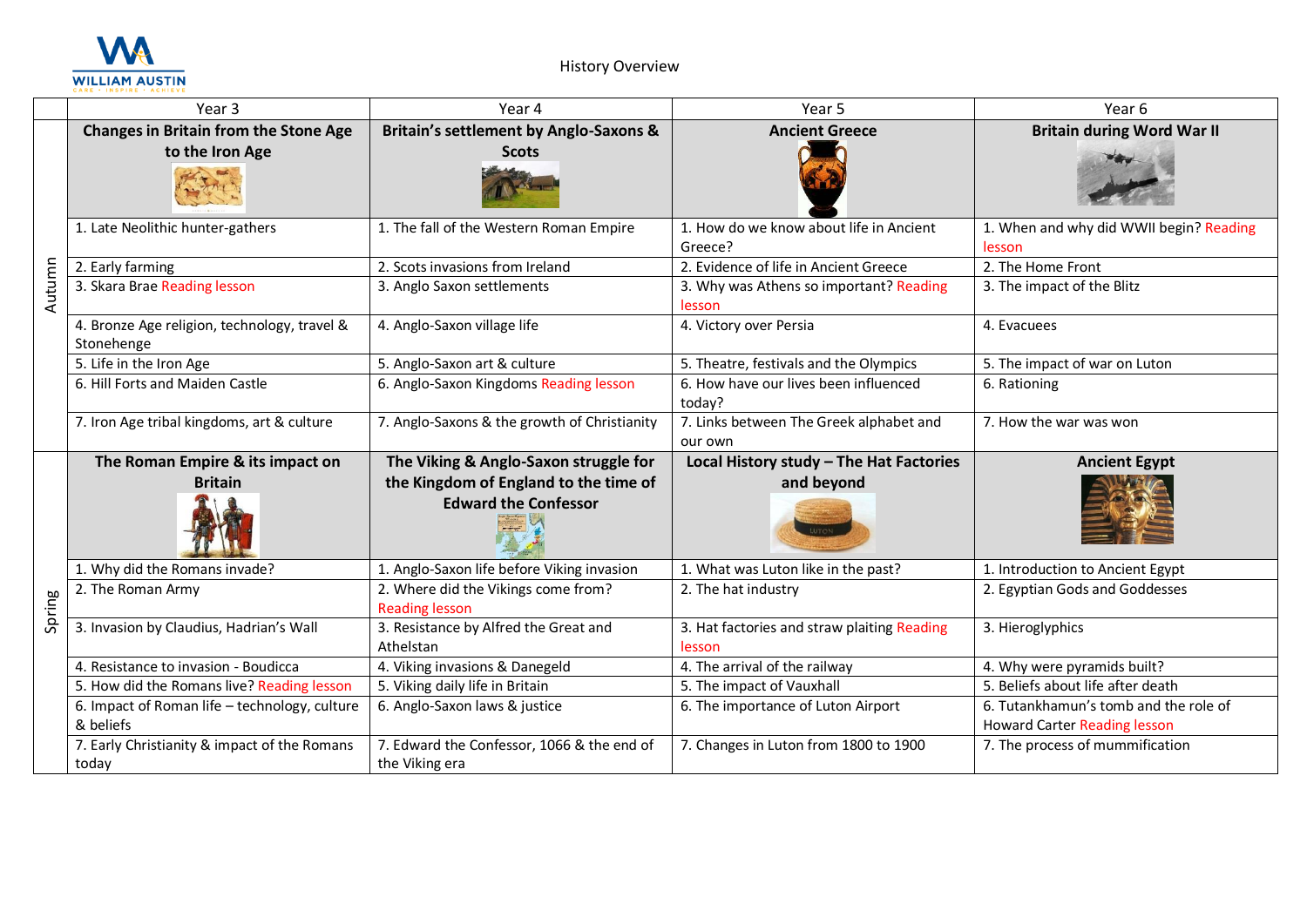WILLIAM AUSTIN
CARE · INSPIRE · ACHIEVE

History Overview

| | Year 3 | Year 4 | Year 5 | Year 6 |
|---|---|---|---|---|
| Autumn | **Changes in Britain from the Stone Age to the Iron Age** | **Britain's settlement by Anglo-Saxons & Scots** | **Ancient Greece** | **Britain during Word War II** |
| | 1. Late Neolithic hunter-gathers | 1. The fall of the Western Roman Empire | 1. How do we know about life in Ancient Greece? | 1. When and why did WWII begin? Reading lesson |
| | 2. Early farming | 2. Scots invasions from Ireland | 2. Evidence of life in Ancient Greece | 2. The Home Front |
| | 3. Skara Brae Reading lesson | 3. Anglo Saxon settlements | 3. Why was Athens so important? Reading lesson | 3. The impact of the Blitz |
| | 4. Bronze Age religion, technology, travel & Stonehenge | 4. Anglo-Saxon village life | 4. Victory over Persia | 4. Evacuees |
| | 5. Life in the Iron Age | 5. Anglo-Saxon art & culture | 5. Theatre, festivals and the Olympics | 5. The impact of war on Luton |
| | 6. Hill Forts and Maiden Castle | 6. Anglo-Saxon Kingdoms Reading lesson | 6. How have our lives been influenced today? | 6. Rationing |
| | 7. Iron Age tribal kingdoms, art & culture | 7. Anglo-Saxons & the growth of Christianity | 7. Links between The Greek alphabet and our own | 7. How the war was won |
| Spring | **The Roman Empire & its impact on Britain** | **The Viking & Anglo-Saxon struggle for the Kingdom of England to the time of Edward the Confessor** | **Local History study – The Hat Factories and beyond** | **Ancient Egypt** |
| | 1. Why did the Romans invade? | 1. Anglo-Saxon life before Viking invasion | 1. What was Luton like in the past? | 1. Introduction to Ancient Egypt |
| | 2. The Roman Army | 2. Where did the Vikings come from? Reading lesson | 2. The hat industry | 2. Egyptian Gods and Goddesses |
| | 3. Invasion by Claudius, Hadrian's Wall | 3. Resistance by Alfred the Great and Athelstan | 3. Hat factories and straw plaiting Reading lesson | 3. Hieroglyphics |
| | 4. Resistance to invasion - Boudicca | 4. Viking invasions & Danegeld | 4. The arrival of the railway | 4. Why were pyramids built? |
| | 5. How did the Romans live? Reading lesson | 5. Viking daily life in Britain | 5. The impact of Vauxhall | 5. Beliefs about life after death |
| | 6. Impact of Roman life – technology, culture & beliefs | 6. Anglo-Saxon laws & justice | 6. The importance of Luton Airport | 6. Tutankhamun's tomb and the role of Howard Carter Reading lesson |
| | 7. Early Christianity & impact of the Romans today | 7. Edward the Confessor, 1066 & the end of the Viking era | 7. Changes in Luton from 1800 to 1900 | 7. The process of mummification |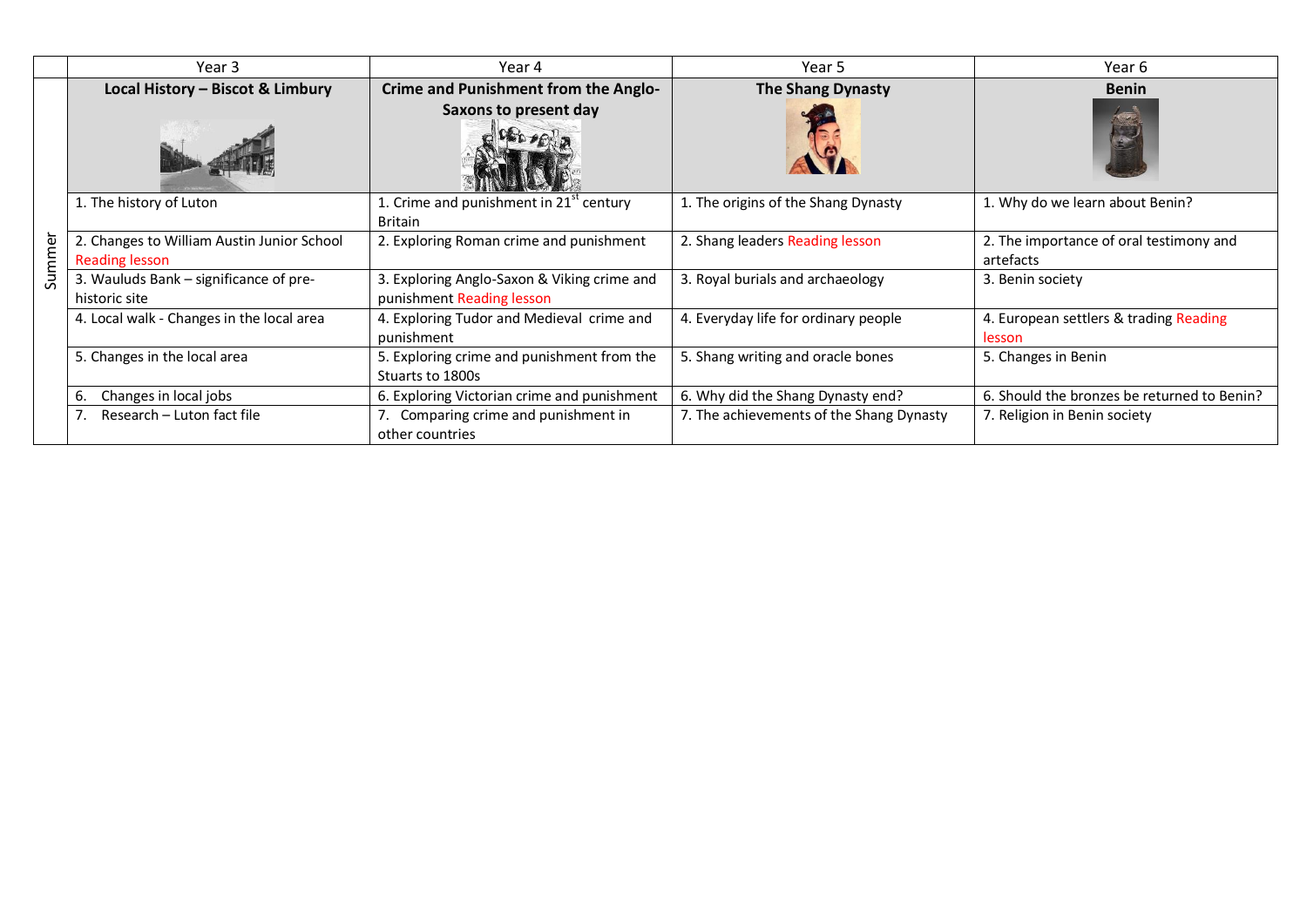| | Year 3 | Year 4 | Year 5 | Year 6 |
|---|---|---|---|---|
| Summer | **Local History – Biscot & Limbury** | **Crime and Punishment from the Anglo-Saxons to present day** | **The Shang Dynasty** | **Benin** |
| | 1. The history of Luton | 1. Crime and punishment in 21st century Britain | 1. The origins of the Shang Dynasty | 1. Why do we learn about Benin? |
| | 2. Changes to William Austin Junior School Reading lesson | 2. Exploring Roman crime and punishment | 2. Shang leaders Reading lesson | 2. The importance of oral testimony and artefacts |
| | 3. Wauluds Bank – significance of pre-historic site | 3. Exploring Anglo-Saxon & Viking crime and punishment Reading lesson | 3. Royal burials and archaeology | 3. Benin society |
| | 4. Local walk - Changes in the local area | 4. Exploring Tudor and Medieval crime and punishment | 4. Everyday life for ordinary people | 4. European settlers & trading Reading lesson |
| | 5. Changes in the local area | 5. Exploring crime and punishment from the Stuarts to 1800s | 5. Shang writing and oracle bones | 5. Changes in Benin |
| | 6. Changes in local jobs | 6. Exploring Victorian crime and punishment | 6. Why did the Shang Dynasty end? | 6. Should the bronzes be returned to Benin? |
| | 7. Research – Luton fact file | 7. Comparing crime and punishment in other countries | 7. The achievements of the Shang Dynasty | 7. Religion in Benin society |